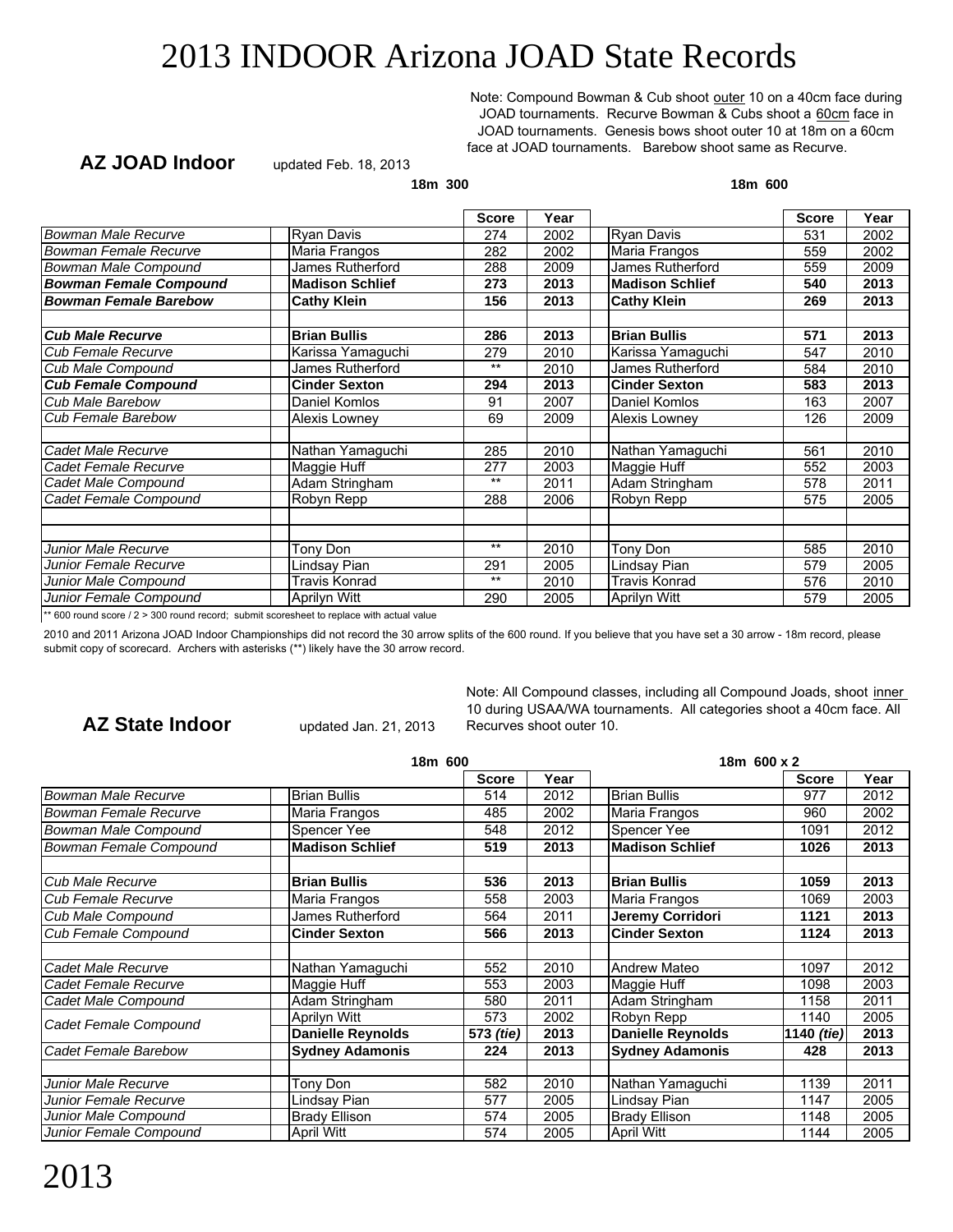# 2013 INDOOR Arizona JOAD State Records

Note: Compound Bowman & Cub shoot outer 10 on a 40cm face during JOAD tournaments. Recurve Bowman & Cubs shoot a 60cm face in JOAD tournaments. Genesis bows shoot outer 10 at 18m on a 60cm face at JOAD tournaments. Barebow shoot same as Recurve.

## AZ JOAD Indoor

updated Feb. 18, 2013

| | | 18m 300 | | | 18m 600 | |
|---|---|---|---|---|---|---|
| | | Score | Year | | Score | Year |
| *Bowman Male Recurve* | Ryan Davis | 274 | 2002 | Ryan Davis | 531 | 2002 |
| *Bowman Female Recurve* | Maria Frangos | 282 | 2002 | Maria Frangos | 559 | 2002 |
| *Bowman Male Compound* | James Rutherford | 288 | 2009 | James Rutherford | 559 | 2009 |
| ***Bowman Female Compound*** | **Madison Schlief** | **273** | **2013** | **Madison Schlief** | **540** | **2013** |
| ***Bowman Female Barebow*** | **Cathy Klein** | **156** | **2013** | **Cathy Klein** | **269** | **2013** |
| | | | | | | |
| ***Cub Male Recurve*** | **Brian Bullis** | **286** | **2013** | **Brian Bullis** | **571** | **2013** |
| *Cub Female Recurve* | Karissa Yamaguchi | 279 | 2010 | Karissa Yamaguchi | 547 | 2010 |
| *Cub Male Compound* | James Rutherford | ** | 2010 | James Rutherford | 584 | 2010 |
| ***Cub Female Compound*** | **Cinder Sexton** | **294** | **2013** | **Cinder Sexton** | **583** | **2013** |
| *Cub Male Barebow* | Daniel Komlos | 91 | 2007 | Daniel Komlos | 163 | 2007 |
| *Cub Female Barebow* | Alexis Lowney | 69 | 2009 | Alexis Lowney | 126 | 2009 |
| | | | | | | |
| *Cadet Male Recurve* | Nathan Yamaguchi | 285 | 2010 | Nathan Yamaguchi | 561 | 2010 |
| *Cadet Female Recurve* | Maggie Huff | 277 | 2003 | Maggie Huff | 552 | 2003 |
| *Cadet Male Compound* | Adam Stringham | ** | 2011 | Adam Stringham | 578 | 2011 |
| *Cadet Female Compound* | Robyn Repp | 288 | 2006 | Robyn Repp | 575 | 2005 |
| | | | | | | |
| | | | | | | |
| *Junior Male Recurve* | Tony Don | ** | 2010 | Tony Don | 585 | 2010 |
| *Junior Female Recurve* | Lindsay Pian | 291 | 2005 | Lindsay Pian | 579 | 2005 |
| *Junior Male Compound* | Travis Konrad | ** | 2010 | Travis Konrad | 576 | 2010 |
| *Junior Female Compound* | Aprilyn Witt | 290 | 2005 | Aprilyn Witt | 579 | 2005 |

** 600 round score / 2 > 300 round record; submit scoresheet to replace with actual value

2010 and 2011 Arizona JOAD Indoor Championships did not record the 30 arrow splits of the 600 round. If you believe that you have set a 30 arrow - 18m record, please submit copy of scorecard. Archers with asterisks (**) likely have the 30 arrow record.

## AZ State Indoor

updated Jan. 21, 2013

Note: All Compound classes, including all Compound Joads, shoot inner 10 during USAA/WA tournaments. All categories shoot a 40cm face. All Recurves shoot outer 10.

| | | 18m 600 | | | 18m 600 x 2 | |
|---|---|---|---|---|---|---|
| | | Score | Year | | Score | Year |
| *Bowman Male Recurve* | Brian Bullis | 514 | 2012 | Brian Bullis | 977 | 2012 |
| *Bowman Female Recurve* | Maria Frangos | 485 | 2002 | Maria Frangos | 960 | 2002 |
| *Bowman Male Compound* | Spencer Yee | 548 | 2012 | Spencer Yee | 1091 | 2012 |
| *Bowman Female Compound* | **Madison Schlief** | **519** | **2013** | **Madison Schlief** | **1026** | **2013** |
| | | | | | | |
| *Cub Male Recurve* | **Brian Bullis** | **536** | **2013** | **Brian Bullis** | **1059** | **2013** |
| *Cub Female Recurve* | Maria Frangos | 558 | 2003 | Maria Frangos | 1069 | 2003 |
| *Cub Male Compound* | James Rutherford | 564 | 2011 | **Jeremy Corridori** | **1121** | **2013** |
| *Cub Female Compound* | **Cinder Sexton** | **566** | **2013** | **Cinder Sexton** | **1124** | **2013** |
| | | | | | | |
| *Cadet Male Recurve* | Nathan Yamaguchi | 552 | 2010 | Andrew Mateo | 1097 | 2012 |
| *Cadet Female Recurve* | Maggie Huff | 553 | 2003 | Maggie Huff | 1098 | 2003 |
| *Cadet Male Compound* | Adam Stringham | 580 | 2011 | Adam Stringham | 1158 | 2011 |
| *Cadet Female Compound* | Aprilyn Witt | 573 | 2002 | Robyn Repp | 1140 | 2005 |
| | **Danielle Reynolds** | **573 (*tie*)** | **2013** | **Danielle Reynolds** | **1140 (*tie*)** | **2013** |
| *Cadet Female Barebow* | **Sydney Adamonis** | **224** | **2013** | **Sydney Adamonis** | **428** | **2013** |
| | | | | | | |
| *Junior Male Recurve* | Tony Don | 582 | 2010 | Nathan Yamaguchi | 1139 | 2011 |
| *Junior Female Recurve* | Lindsay Pian | 577 | 2005 | Lindsay Pian | 1147 | 2005 |
| *Junior Male Compound* | Brady Ellison | 574 | 2005 | Brady Ellison | 1148 | 2005 |
| *Junior Female Compound* | April Witt | 574 | 2005 | April Witt | 1144 | 2005 |

2013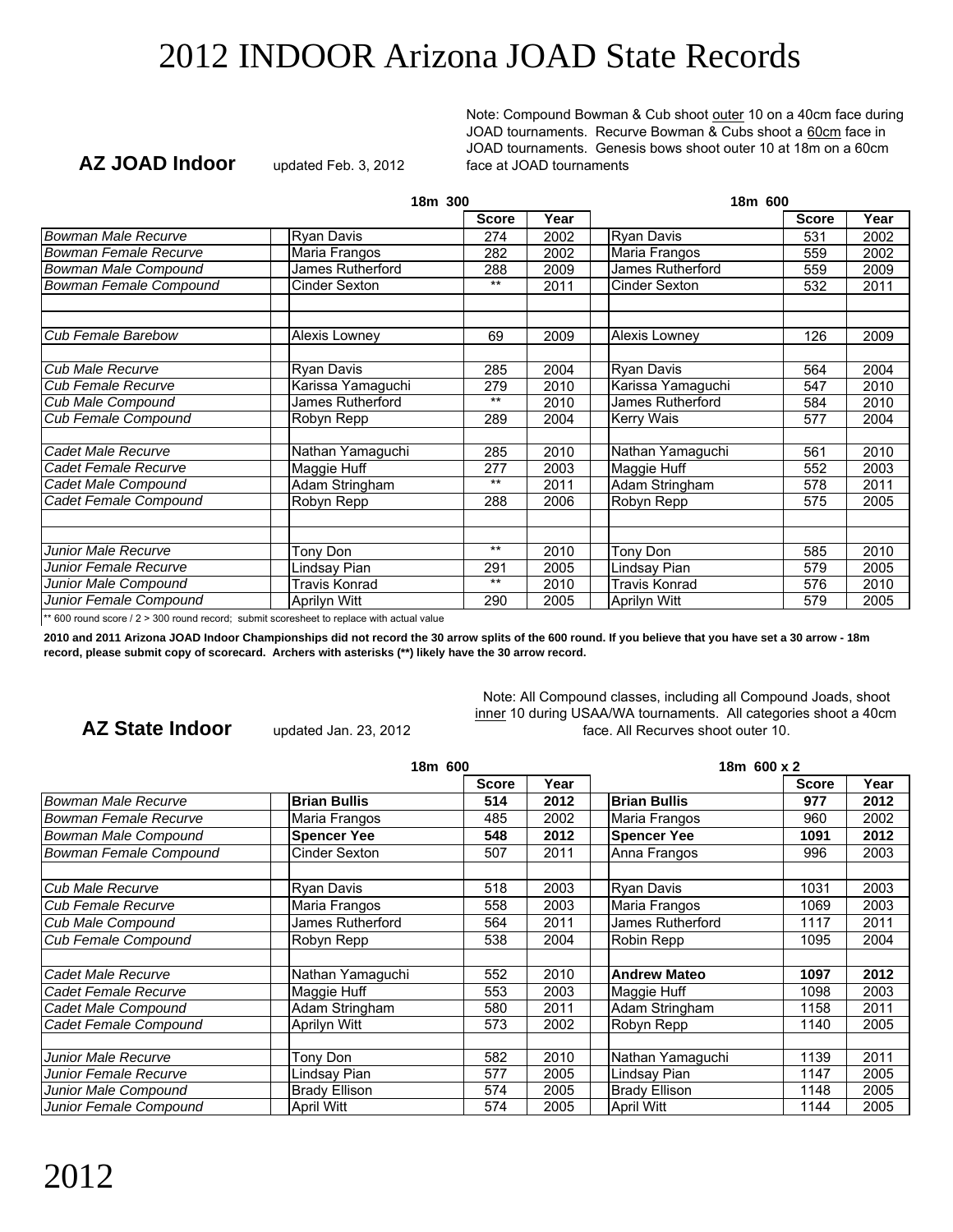# 2012 INDOOR Arizona JOAD State Records

## AZ JOAD Indoor

updated Feb. 3, 2012

Note: Compound Bowman & Cub shoot outer 10 on a 40cm face during JOAD tournaments. Recurve Bowman & Cubs shoot a 60cm face in JOAD tournaments. Genesis bows shoot outer 10 at 18m on a 60cm face at JOAD tournaments

| | | 18m 300 | | | 18m 600 | |
|---|---|---|---|---|---|---|
| | | Score | Year | | Score | Year |
| *Bowman Male Recurve* | Ryan Davis | 274 | 2002 | Ryan Davis | 531 | 2002 |
| *Bowman Female Recurve* | Maria Frangos | 282 | 2002 | Maria Frangos | 559 | 2002 |
| *Bowman Male Compound* | James Rutherford | 288 | 2009 | James Rutherford | 559 | 2009 |
| *Bowman Female Compound* | Cinder Sexton | ** | 2011 | Cinder Sexton | 532 | 2011 |
| | | | | | | |
| | | | | | | |
| *Cub Female Barebow* | Alexis Lowney | 69 | 2009 | Alexis Lowney | 126 | 2009 |
| | | | | | | |
| *Cub Male Recurve* | Ryan Davis | 285 | 2004 | Ryan Davis | 564 | 2004 |
| *Cub Female Recurve* | Karissa Yamaguchi | 279 | 2010 | Karissa Yamaguchi | 547 | 2010 |
| *Cub Male Compound* | James Rutherford | ** | 2010 | James Rutherford | 584 | 2010 |
| *Cub Female Compound* | Robyn Repp | 289 | 2004 | Kerry Wais | 577 | 2004 |
| | | | | | | |
| *Cadet Male Recurve* | Nathan Yamaguchi | 285 | 2010 | Nathan Yamaguchi | 561 | 2010 |
| *Cadet Female Recurve* | Maggie Huff | 277 | 2003 | Maggie Huff | 552 | 2003 |
| *Cadet Male Compound* | Adam Stringham | ** | 2011 | Adam Stringham | 578 | 2011 |
| *Cadet Female Compound* | Robyn Repp | 288 | 2006 | Robyn Repp | 575 | 2005 |
| | | | | | | |
| | | | | | | |
| *Junior Male Recurve* | Tony Don | ** | 2010 | Tony Don | 585 | 2010 |
| *Junior Female Recurve* | Lindsay Pian | 291 | 2005 | Lindsay Pian | 579 | 2005 |
| *Junior Male Compound* | Travis Konrad | ** | 2010 | Travis Konrad | 576 | 2010 |
| *Junior Female Compound* | Aprilyn Witt | 290 | 2005 | Aprilyn Witt | 579 | 2005 |

** 600 round score / 2 > 300 round record; submit scoresheet to replace with actual value

**2010 and 2011 Arizona JOAD Indoor Championships did not record the 30 arrow splits of the 600 round. If you believe that you have set a 30 arrow - 18m record, please submit copy of scorecard. Archers with asterisks (**) likely have the 30 arrow record.**

## AZ State Indoor

updated Jan. 23, 2012

Note: All Compound classes, including all Compound Joads, shoot inner 10 during USAA/WA tournaments. All categories shoot a 40cm face. All Recurves shoot outer 10.

| | | 18m 600 | | | 18m 600 x 2 | |
|---|---|---|---|---|---|---|
| | | Score | Year | | Score | Year |
| *Bowman Male Recurve* | **Brian Bullis** | **514** | **2012** | **Brian Bullis** | **977** | **2012** |
| *Bowman Female Recurve* | Maria Frangos | 485 | 2002 | Maria Frangos | 960 | 2002 |
| *Bowman Male Compound* | **Spencer Yee** | **548** | **2012** | **Spencer Yee** | **1091** | **2012** |
| *Bowman Female Compound* | Cinder Sexton | 507 | 2011 | Anna Frangos | 996 | 2003 |
| | | | | | | |
| *Cub Male Recurve* | Ryan Davis | 518 | 2003 | Ryan Davis | 1031 | 2003 |
| *Cub Female Recurve* | Maria Frangos | 558 | 2003 | Maria Frangos | 1069 | 2003 |
| *Cub Male Compound* | James Rutherford | 564 | 2011 | James Rutherford | 1117 | 2011 |
| *Cub Female Compound* | Robyn Repp | 538 | 2004 | Robin Repp | 1095 | 2004 |
| | | | | | | |
| *Cadet Male Recurve* | Nathan Yamaguchi | 552 | 2010 | **Andrew Mateo** | **1097** | **2012** |
| *Cadet Female Recurve* | Maggie Huff | 553 | 2003 | Maggie Huff | 1098 | 2003 |
| *Cadet Male Compound* | Adam Stringham | 580 | 2011 | Adam Stringham | 1158 | 2011 |
| *Cadet Female Compound* | Aprilyn Witt | 573 | 2002 | Robyn Repp | 1140 | 2005 |
| | | | | | | |
| *Junior Male Recurve* | Tony Don | 582 | 2010 | Nathan Yamaguchi | 1139 | 2011 |
| *Junior Female Recurve* | Lindsay Pian | 577 | 2005 | Lindsay Pian | 1147 | 2005 |
| *Junior Male Compound* | Brady Ellison | 574 | 2005 | Brady Ellison | 1148 | 2005 |
| *Junior Female Compound* | April Witt | 574 | 2005 | April Witt | 1144 | 2005 |

2012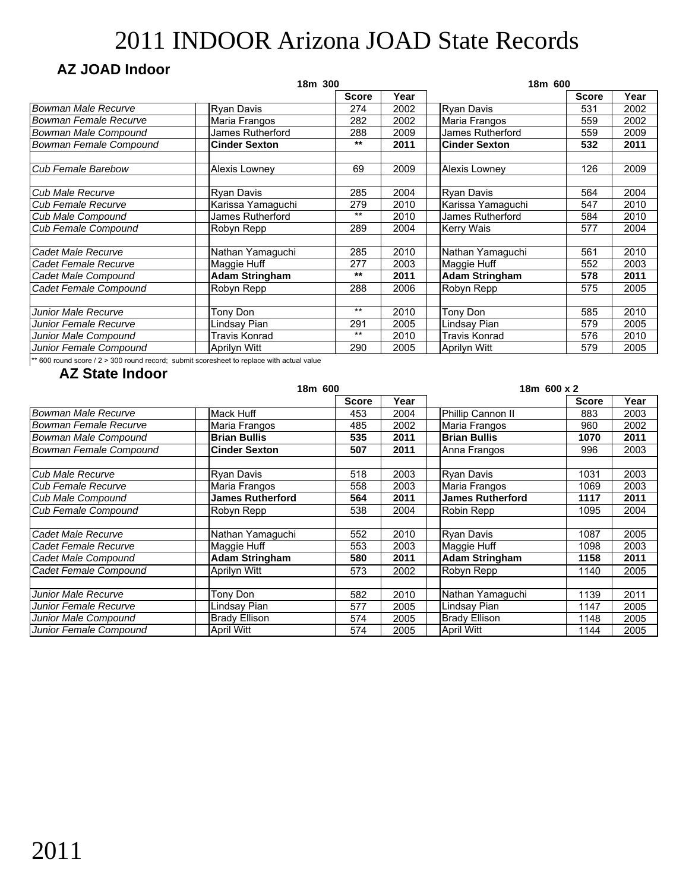# 2011 INDOOR Arizona JOAD State Records

## AZ JOAD Indoor

| | 18m 300 | | | 18m 600 | | |
|---|---|---|---|---|---|---|
| | | Score | Year | | Score | Year |
| *Bowman Male Recurve* | Ryan Davis | 274 | 2002 | Ryan Davis | 531 | 2002 |
| *Bowman Female Recurve* | Maria Frangos | 282 | 2002 | Maria Frangos | 559 | 2002 |
| *Bowman Male Compound* | James Rutherford | 288 | 2009 | James Rutherford | 559 | 2009 |
| *Bowman Female Compound* | **Cinder Sexton** | ** | **2011** | **Cinder Sexton** | **532** | **2011** |
| | | | | | | |
| *Cub Female Barebow* | Alexis Lowney | 69 | 2009 | Alexis Lowney | 126 | 2009 |
| | | | | | | |
| *Cub Male Recurve* | Ryan Davis | 285 | 2004 | Ryan Davis | 564 | 2004 |
| *Cub Female Recurve* | Karissa Yamaguchi | 279 | 2010 | Karissa Yamaguchi | 547 | 2010 |
| *Cub Male Compound* | James Rutherford | ** | 2010 | James Rutherford | 584 | 2010 |
| *Cub Female Compound* | Robyn Repp | 289 | 2004 | Kerry Wais | 577 | 2004 |
| | | | | | | |
| *Cadet Male Recurve* | Nathan Yamaguchi | 285 | 2010 | Nathan Yamaguchi | 561 | 2010 |
| *Cadet Female Recurve* | Maggie Huff | 277 | 2003 | Maggie Huff | 552 | 2003 |
| *Cadet Male Compound* | **Adam Stringham** | ** | **2011** | **Adam Stringham** | **578** | **2011** |
| *Cadet Female Compound* | Robyn Repp | 288 | 2006 | Robyn Repp | 575 | 2005 |
| | | | | | | |
| *Junior Male Recurve* | Tony Don | ** | 2010 | Tony Don | 585 | 2010 |
| *Junior Female Recurve* | Lindsay Pian | 291 | 2005 | Lindsay Pian | 579 | 2005 |
| *Junior Male Compound* | Travis Konrad | ** | 2010 | Travis Konrad | 576 | 2010 |
| *Junior Female Compound* | Aprilyn Witt | 290 | 2005 | Aprilyn Witt | 579 | 2005 |

** 600 round score / 2 > 300 round record; submit scoresheet to replace with actual value

## AZ State Indoor

| | 18m 600 | | | 18m 600 x 2 | | |
|---|---|---|---|---|---|---|
| | | Score | Year | | Score | Year |
| *Bowman Male Recurve* | Mack Huff | 453 | 2004 | Phillip Cannon II | 883 | 2003 |
| *Bowman Female Recurve* | Maria Frangos | 485 | 2002 | Maria Frangos | 960 | 2002 |
| *Bowman Male Compound* | **Brian Bullis** | **535** | **2011** | **Brian Bullis** | **1070** | **2011** |
| *Bowman Female Compound* | **Cinder Sexton** | **507** | **2011** | Anna Frangos | 996 | 2003 |
| | | | | | | |
| *Cub Male Recurve* | Ryan Davis | 518 | 2003 | Ryan Davis | 1031 | 2003 |
| *Cub Female Recurve* | Maria Frangos | 558 | 2003 | Maria Frangos | 1069 | 2003 |
| *Cub Male Compound* | **James Rutherford** | **564** | **2011** | **James Rutherford** | **1117** | **2011** |
| *Cub Female Compound* | Robyn Repp | 538 | 2004 | Robin Repp | 1095 | 2004 |
| | | | | | | |
| *Cadet Male Recurve* | Nathan Yamaguchi | 552 | 2010 | Ryan Davis | 1087 | 2005 |
| *Cadet Female Recurve* | Maggie Huff | 553 | 2003 | Maggie Huff | 1098 | 2003 |
| *Cadet Male Compound* | **Adam Stringham** | **580** | **2011** | **Adam Stringham** | **1158** | **2011** |
| *Cadet Female Compound* | Aprilyn Witt | 573 | 2002 | Robyn Repp | 1140 | 2005 |
| | | | | | | |
| *Junior Male Recurve* | Tony Don | 582 | 2010 | Nathan Yamaguchi | 1139 | 2011 |
| *Junior Female Recurve* | Lindsay Pian | 577 | 2005 | Lindsay Pian | 1147 | 2005 |
| *Junior Male Compound* | Brady Ellison | 574 | 2005 | Brady Ellison | 1148 | 2005 |
| *Junior Female Compound* | April Witt | 574 | 2005 | April Witt | 1144 | 2005 |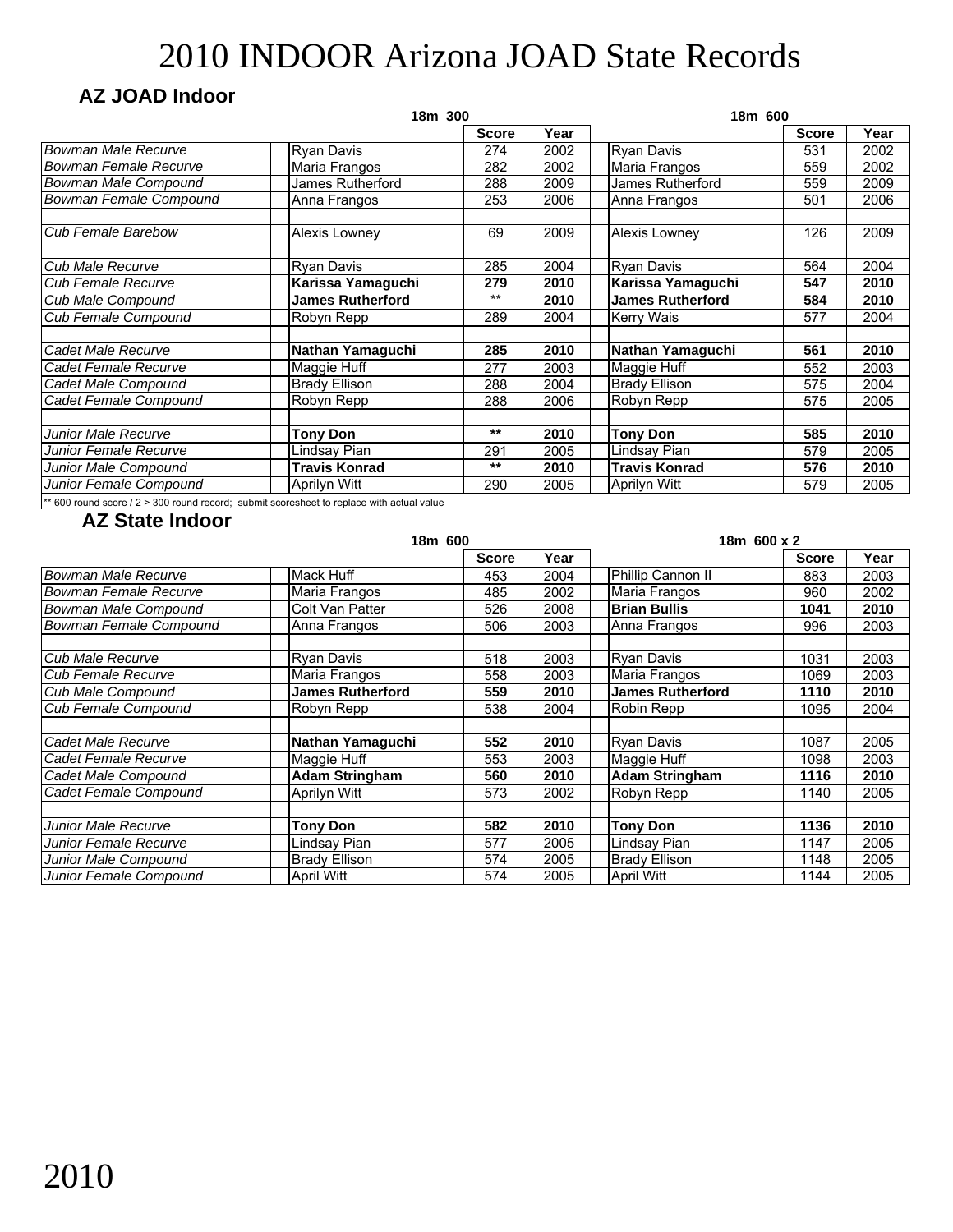# 2010 INDOOR Arizona JOAD State Records

## AZ JOAD Indoor

| | 18m 300 | | | 18m 600 | | |
|---|---|---|---|---|---|---|
| | | Score | Year | | Score | Year |
| *Bowman Male Recurve* | Ryan Davis | 274 | 2002 | Ryan Davis | 531 | 2002 |
| *Bowman Female Recurve* | Maria Frangos | 282 | 2002 | Maria Frangos | 559 | 2002 |
| *Bowman Male Compound* | James Rutherford | 288 | 2009 | James Rutherford | 559 | 2009 |
| *Bowman Female Compound* | Anna Frangos | 253 | 2006 | Anna Frangos | 501 | 2006 |
| | | | | | | |
| *Cub Female Barebow* | Alexis Lowney | 69 | 2009 | Alexis Lowney | 126 | 2009 |
| | | | | | | |
| *Cub Male Recurve* | Ryan Davis | 285 | 2004 | Ryan Davis | 564 | 2004 |
| *Cub Female Recurve* | **Karissa Yamaguchi** | **279** | **2010** | **Karissa Yamaguchi** | **547** | **2010** |
| *Cub Male Compound* | **James Rutherford** | ** | **2010** | **James Rutherford** | **584** | **2010** |
| *Cub Female Compound* | Robyn Repp | 289 | 2004 | Kerry Wais | 577 | 2004 |
| | | | | | | |
| *Cadet Male Recurve* | **Nathan Yamaguchi** | **285** | **2010** | **Nathan Yamaguchi** | **561** | **2010** |
| *Cadet Female Recurve* | Maggie Huff | 277 | 2003 | Maggie Huff | 552 | 2003 |
| *Cadet Male Compound* | Brady Ellison | 288 | 2004 | Brady Ellison | 575 | 2004 |
| *Cadet Female Compound* | Robyn Repp | 288 | 2006 | Robyn Repp | 575 | 2005 |
| | | | | | | |
| *Junior Male Recurve* | **Tony Don** | ** | **2010** | **Tony Don** | **585** | **2010** |
| *Junior Female Recurve* | Lindsay Pian | 291 | 2005 | Lindsay Pian | 579 | 2005 |
| *Junior Male Compound* | **Travis Konrad** | ** | **2010** | **Travis Konrad** | **576** | **2010** |
| *Junior Female Compound* | Aprilyn Witt | 290 | 2005 | Aprilyn Witt | 579 | 2005 |

** 600 round score / 2 > 300 round record; submit scoresheet to replace with actual value

## AZ State Indoor

| | 18m 600 | | | 18m 600 x 2 | | |
|---|---|---|---|---|---|---|
| | | Score | Year | | Score | Year |
| *Bowman Male Recurve* | Mack Huff | 453 | 2004 | Phillip Cannon II | 883 | 2003 |
| *Bowman Female Recurve* | Maria Frangos | 485 | 2002 | Maria Frangos | 960 | 2002 |
| *Bowman Male Compound* | Colt Van Patter | 526 | 2008 | **Brian Bullis** | **1041** | **2010** |
| *Bowman Female Compound* | Anna Frangos | 506 | 2003 | Anna Frangos | 996 | 2003 |
| | | | | | | |
| *Cub Male Recurve* | Ryan Davis | 518 | 2003 | Ryan Davis | 1031 | 2003 |
| *Cub Female Recurve* | Maria Frangos | 558 | 2003 | Maria Frangos | 1069 | 2003 |
| *Cub Male Compound* | **James Rutherford** | **559** | **2010** | **James Rutherford** | **1110** | **2010** |
| *Cub Female Compound* | Robyn Repp | 538 | 2004 | Robin Repp | 1095 | 2004 |
| | | | | | | |
| *Cadet Male Recurve* | **Nathan Yamaguchi** | **552** | **2010** | Ryan Davis | 1087 | 2005 |
| *Cadet Female Recurve* | Maggie Huff | 553 | 2003 | Maggie Huff | 1098 | 2003 |
| *Cadet Male Compound* | **Adam Stringham** | **560** | **2010** | **Adam Stringham** | **1116** | **2010** |
| *Cadet Female Compound* | Aprilyn Witt | 573 | 2002 | Robyn Repp | 1140 | 2005 |
| | | | | | | |
| *Junior Male Recurve* | **Tony Don** | **582** | **2010** | **Tony Don** | **1136** | **2010** |
| *Junior Female Recurve* | Lindsay Pian | 577 | 2005 | Lindsay Pian | 1147 | 2005 |
| *Junior Male Compound* | Brady Ellison | 574 | 2005 | Brady Ellison | 1148 | 2005 |
| *Junior Female Compound* | April Witt | 574 | 2005 | April Witt | 1144 | 2005 |

2010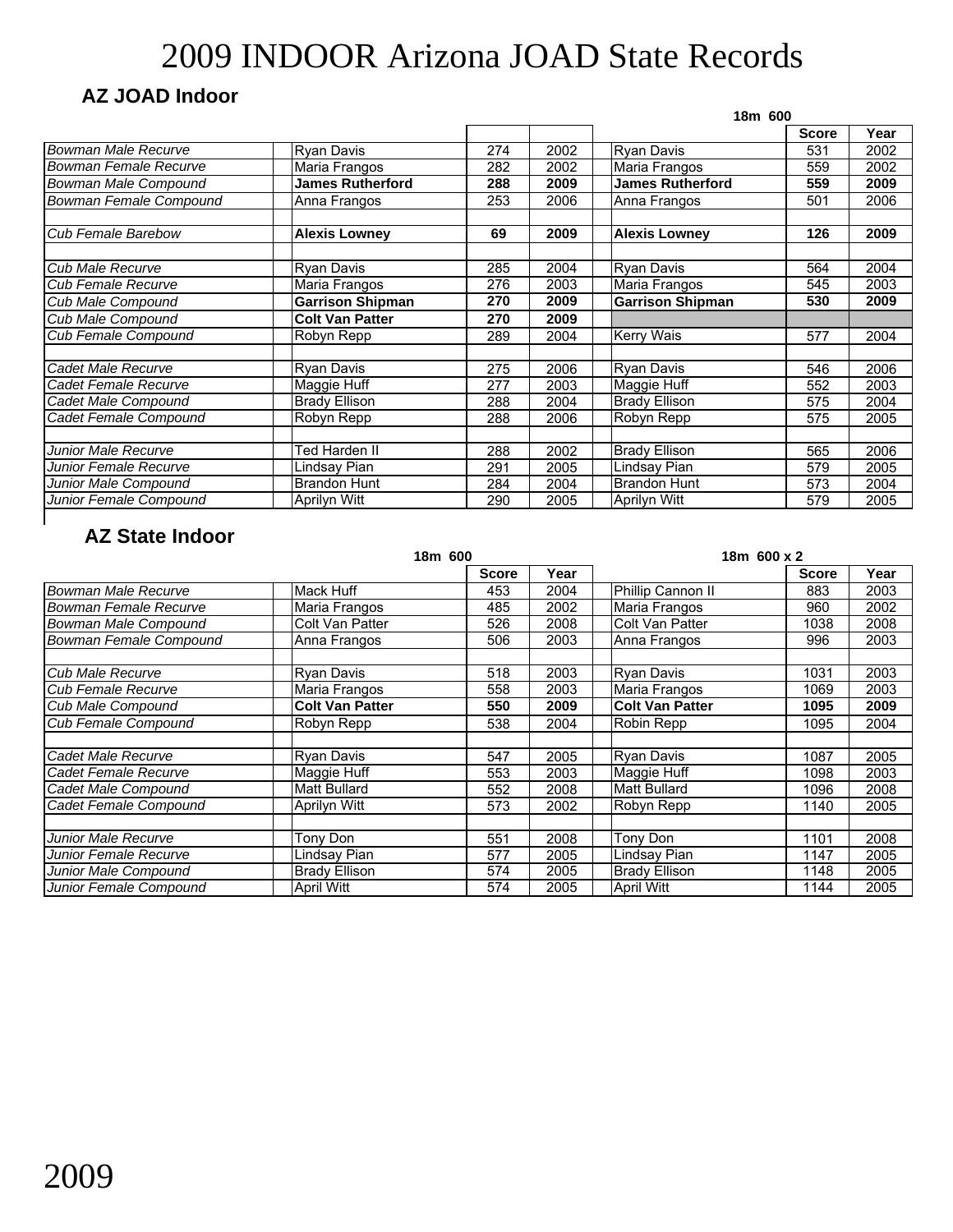# 2009 INDOOR Arizona JOAD State Records

## AZ JOAD Indoor

| | | | | 18m 600 | | |
|---|---|---|---|---|---|---|
| | | | | | Score | Year |
| *Bowman Male Recurve* | Ryan Davis | 274 | 2002 | Ryan Davis | 531 | 2002 |
| *Bowman Female Recurve* | Maria Frangos | 282 | 2002 | Maria Frangos | 559 | 2002 |
| *Bowman Male Compound* | **James Rutherford** | **288** | **2009** | **James Rutherford** | **559** | **2009** |
| *Bowman Female Compound* | Anna Frangos | 253 | 2006 | Anna Frangos | 501 | 2006 |
| | | | | | | |
| *Cub Female Barebow* | **Alexis Lowney** | **69** | **2009** | **Alexis Lowney** | **126** | **2009** |
| | | | | | | |
| *Cub Male Recurve* | Ryan Davis | 285 | 2004 | Ryan Davis | 564 | 2004 |
| *Cub Female Recurve* | Maria Frangos | 276 | 2003 | Maria Frangos | 545 | 2003 |
| *Cub Male Compound* | **Garrison Shipman** | **270** | **2009** | **Garrison Shipman** | **530** | **2009** |
| *Cub Male Compound* | **Colt Van Patter** | **270** | **2009** | | | |
| *Cub Female Compound* | Robyn Repp | 289 | 2004 | Kerry Wais | 577 | 2004 |
| | | | | | | |
| *Cadet Male Recurve* | Ryan Davis | 275 | 2006 | Ryan Davis | 546 | 2006 |
| *Cadet Female Recurve* | Maggie Huff | 277 | 2003 | Maggie Huff | 552 | 2003 |
| *Cadet Male Compound* | Brady Ellison | 288 | 2004 | Brady Ellison | 575 | 2004 |
| *Cadet Female Compound* | Robyn Repp | 288 | 2006 | Robyn Repp | 575 | 2005 |
| | | | | | | |
| *Junior Male Recurve* | Ted Harden II | 288 | 2002 | Brady Ellison | 565 | 2006 |
| *Junior Female Recurve* | Lindsay Pian | 291 | 2005 | Lindsay Pian | 579 | 2005 |
| *Junior Male Compound* | Brandon Hunt | 284 | 2004 | Brandon Hunt | 573 | 2004 |
| *Junior Female Compound* | Aprilyn Witt | 290 | 2005 | Aprilyn Witt | 579 | 2005 |

## AZ State Indoor

| | 18m 600 | | | 18m 600 x 2 | | |
|---|---|---|---|---|---|---|
| | | Score | Year | | Score | Year |
| *Bowman Male Recurve* | Mack Huff | 453 | 2004 | Phillip Cannon II | 883 | 2003 |
| *Bowman Female Recurve* | Maria Frangos | 485 | 2002 | Maria Frangos | 960 | 2002 |
| *Bowman Male Compound* | Colt Van Patter | 526 | 2008 | Colt Van Patter | 1038 | 2008 |
| *Bowman Female Compound* | Anna Frangos | 506 | 2003 | Anna Frangos | 996 | 2003 |
| | | | | | | |
| *Cub Male Recurve* | Ryan Davis | 518 | 2003 | Ryan Davis | 1031 | 2003 |
| *Cub Female Recurve* | Maria Frangos | 558 | 2003 | Maria Frangos | 1069 | 2003 |
| *Cub Male Compound* | **Colt Van Patter** | **550** | **2009** | **Colt Van Patter** | **1095** | **2009** |
| *Cub Female Compound* | Robyn Repp | 538 | 2004 | Robin Repp | 1095 | 2004 |
| | | | | | | |
| *Cadet Male Recurve* | Ryan Davis | 547 | 2005 | Ryan Davis | 1087 | 2005 |
| *Cadet Female Recurve* | Maggie Huff | 553 | 2003 | Maggie Huff | 1098 | 2003 |
| *Cadet Male Compound* | Matt Bullard | 552 | 2008 | Matt Bullard | 1096 | 2008 |
| *Cadet Female Compound* | Aprilyn Witt | 573 | 2002 | Robyn Repp | 1140 | 2005 |
| | | | | | | |
| *Junior Male Recurve* | Tony Don | 551 | 2008 | Tony Don | 1101 | 2008 |
| *Junior Female Recurve* | Lindsay Pian | 577 | 2005 | Lindsay Pian | 1147 | 2005 |
| *Junior Male Compound* | Brady Ellison | 574 | 2005 | Brady Ellison | 1148 | 2005 |
| *Junior Female Compound* | April Witt | 574 | 2005 | April Witt | 1144 | 2005 |

2009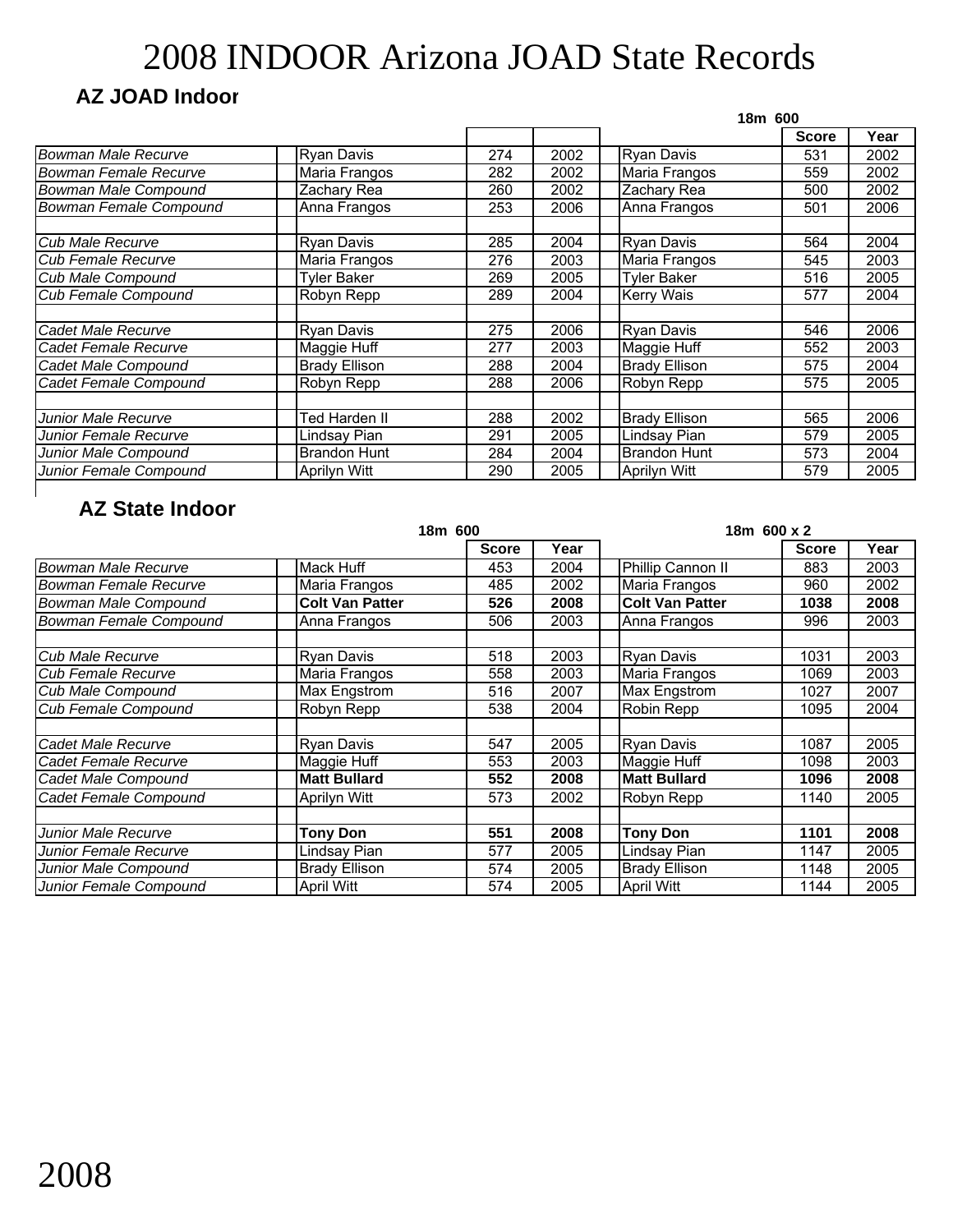# 2008 INDOOR Arizona JOAD State Records

## AZ JOAD Indoor

| | | | | 18m 600 | | |
|---|---|---|---|---|---|---|
| | | | | | Score | Year |
| *Bowman Male Recurve* | Ryan Davis | 274 | 2002 | Ryan Davis | 531 | 2002 |
| *Bowman Female Recurve* | Maria Frangos | 282 | 2002 | Maria Frangos | 559 | 2002 |
| *Bowman Male Compound* | Zachary Rea | 260 | 2002 | Zachary Rea | 500 | 2002 |
| *Bowman Female Compound* | Anna Frangos | 253 | 2006 | Anna Frangos | 501 | 2006 |
| | | | | | | |
| *Cub Male Recurve* | Ryan Davis | 285 | 2004 | Ryan Davis | 564 | 2004 |
| *Cub Female Recurve* | Maria Frangos | 276 | 2003 | Maria Frangos | 545 | 2003 |
| *Cub Male Compound* | Tyler Baker | 269 | 2005 | Tyler Baker | 516 | 2005 |
| *Cub Female Compound* | Robyn Repp | 289 | 2004 | Kerry Wais | 577 | 2004 |
| | | | | | | |
| *Cadet Male Recurve* | Ryan Davis | 275 | 2006 | Ryan Davis | 546 | 2006 |
| *Cadet Female Recurve* | Maggie Huff | 277 | 2003 | Maggie Huff | 552 | 2003 |
| *Cadet Male Compound* | Brady Ellison | 288 | 2004 | Brady Ellison | 575 | 2004 |
| *Cadet Female Compound* | Robyn Repp | 288 | 2006 | Robyn Repp | 575 | 2005 |
| | | | | | | |
| *Junior Male Recurve* | Ted Harden II | 288 | 2002 | Brady Ellison | 565 | 2006 |
| *Junior Female Recurve* | Lindsay Pian | 291 | 2005 | Lindsay Pian | 579 | 2005 |
| *Junior Male Compound* | Brandon Hunt | 284 | 2004 | Brandon Hunt | 573 | 2004 |
| *Junior Female Compound* | Aprilyn Witt | 290 | 2005 | Aprilyn Witt | 579 | 2005 |

## AZ State Indoor

| | 18m 600 | | | 18m 600 x 2 | | |
|---|---|---|---|---|---|---|
| | | Score | Year | | Score | Year |
| *Bowman Male Recurve* | Mack Huff | 453 | 2004 | Phillip Cannon II | 883 | 2003 |
| *Bowman Female Recurve* | Maria Frangos | 485 | 2002 | Maria Frangos | 960 | 2002 |
| *Bowman Male Compound* | **Colt Van Patter** | **526** | **2008** | **Colt Van Patter** | **1038** | **2008** |
| *Bowman Female Compound* | Anna Frangos | 506 | 2003 | Anna Frangos | 996 | 2003 |
| | | | | | | |
| *Cub Male Recurve* | Ryan Davis | 518 | 2003 | Ryan Davis | 1031 | 2003 |
| *Cub Female Recurve* | Maria Frangos | 558 | 2003 | Maria Frangos | 1069 | 2003 |
| *Cub Male Compound* | Max Engstrom | 516 | 2007 | Max Engstrom | 1027 | 2007 |
| *Cub Female Compound* | Robyn Repp | 538 | 2004 | Robin Repp | 1095 | 2004 |
| | | | | | | |
| *Cadet Male Recurve* | Ryan Davis | 547 | 2005 | Ryan Davis | 1087 | 2005 |
| *Cadet Female Recurve* | Maggie Huff | 553 | 2003 | Maggie Huff | 1098 | 2003 |
| *Cadet Male Compound* | **Matt Bullard** | **552** | **2008** | **Matt Bullard** | **1096** | **2008** |
| *Cadet Female Compound* | Aprilyn Witt | 573 | 2002 | Robyn Repp | 1140 | 2005 |
| | | | | | | |
| *Junior Male Recurve* | **Tony Don** | **551** | **2008** | **Tony Don** | **1101** | **2008** |
| *Junior Female Recurve* | Lindsay Pian | 577 | 2005 | Lindsay Pian | 1147 | 2005 |
| *Junior Male Compound* | Brady Ellison | 574 | 2005 | Brady Ellison | 1148 | 2005 |
| *Junior Female Compound* | April Witt | 574 | 2005 | April Witt | 1144 | 2005 |

2008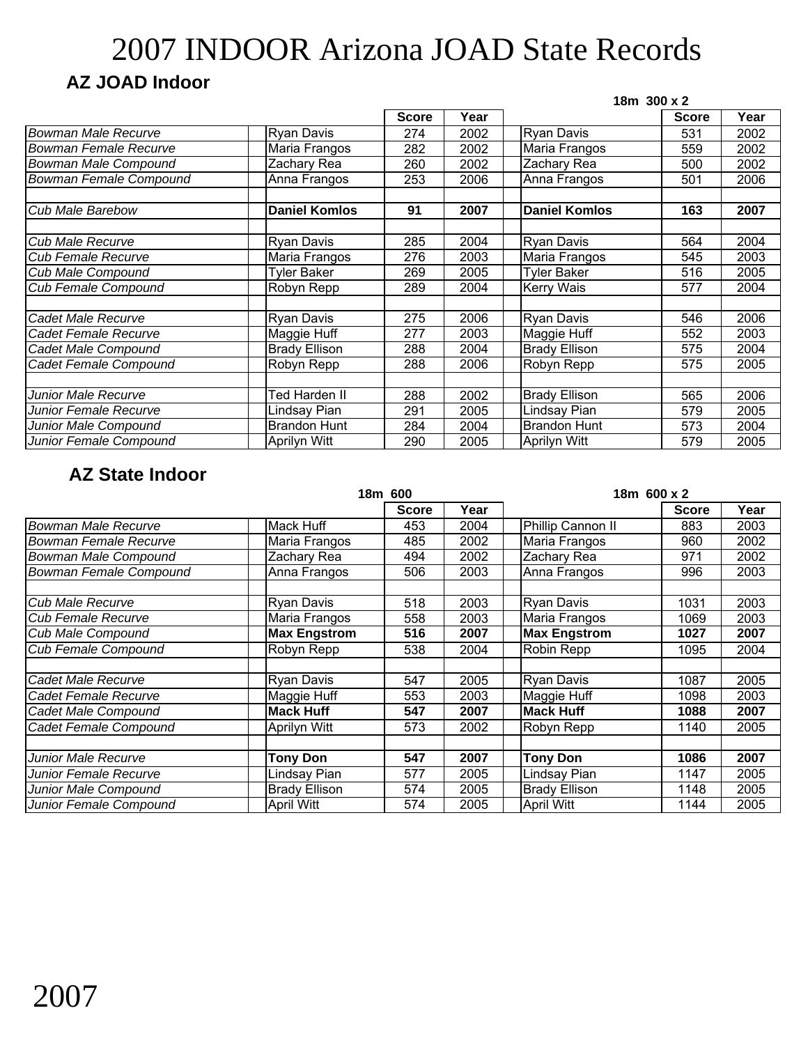# 2007 INDOOR Arizona JOAD State Records

## AZ JOAD Indoor

| | | | | | 18m 300 x 2 | |
|---|---|---|---|---|---|---|
| | | Score | Year | | Score | Year |
| *Bowman Male Recurve* | Ryan Davis | 274 | 2002 | Ryan Davis | 531 | 2002 |
| *Bowman Female Recurve* | Maria Frangos | 282 | 2002 | Maria Frangos | 559 | 2002 |
| *Bowman Male Compound* | Zachary Rea | 260 | 2002 | Zachary Rea | 500 | 2002 |
| *Bowman Female Compound* | Anna Frangos | 253 | 2006 | Anna Frangos | 501 | 2006 |
| | | | | | | |
| *Cub Male Barebow* | **Daniel Komlos** | **91** | **2007** | **Daniel Komlos** | **163** | **2007** |
| | | | | | | |
| *Cub Male Recurve* | Ryan Davis | 285 | 2004 | Ryan Davis | 564 | 2004 |
| *Cub Female Recurve* | Maria Frangos | 276 | 2003 | Maria Frangos | 545 | 2003 |
| *Cub Male Compound* | Tyler Baker | 269 | 2005 | Tyler Baker | 516 | 2005 |
| *Cub Female Compound* | Robyn Repp | 289 | 2004 | Kerry Wais | 577 | 2004 |
| | | | | | | |
| *Cadet Male Recurve* | Ryan Davis | 275 | 2006 | Ryan Davis | 546 | 2006 |
| *Cadet Female Recurve* | Maggie Huff | 277 | 2003 | Maggie Huff | 552 | 2003 |
| *Cadet Male Compound* | Brady Ellison | 288 | 2004 | Brady Ellison | 575 | 2004 |
| *Cadet Female Compound* | Robyn Repp | 288 | 2006 | Robyn Repp | 575 | 2005 |
| | | | | | | |
| *Junior Male Recurve* | Ted Harden II | 288 | 2002 | Brady Ellison | 565 | 2006 |
| *Junior Female Recurve* | Lindsay Pian | 291 | 2005 | Lindsay Pian | 579 | 2005 |
| *Junior Male Compound* | Brandon Hunt | 284 | 2004 | Brandon Hunt | 573 | 2004 |
| *Junior Female Compound* | Aprilyn Witt | 290 | 2005 | Aprilyn Witt | 579 | 2005 |

## AZ State Indoor

| | | 18m 600 | | | 18m 600 x 2 | |
|---|---|---|---|---|---|---|
| | | Score | Year | | Score | Year |
| *Bowman Male Recurve* | Mack Huff | 453 | 2004 | Phillip Cannon II | 883 | 2003 |
| *Bowman Female Recurve* | Maria Frangos | 485 | 2002 | Maria Frangos | 960 | 2002 |
| *Bowman Male Compound* | Zachary Rea | 494 | 2002 | Zachary Rea | 971 | 2002 |
| *Bowman Female Compound* | Anna Frangos | 506 | 2003 | Anna Frangos | 996 | 2003 |
| | | | | | | |
| *Cub Male Recurve* | Ryan Davis | 518 | 2003 | Ryan Davis | 1031 | 2003 |
| *Cub Female Recurve* | Maria Frangos | 558 | 2003 | Maria Frangos | 1069 | 2003 |
| *Cub Male Compound* | **Max Engstrom** | **516** | **2007** | **Max Engstrom** | **1027** | **2007** |
| *Cub Female Compound* | Robyn Repp | 538 | 2004 | Robin Repp | 1095 | 2004 |
| | | | | | | |
| *Cadet Male Recurve* | Ryan Davis | 547 | 2005 | Ryan Davis | 1087 | 2005 |
| *Cadet Female Recurve* | Maggie Huff | 553 | 2003 | Maggie Huff | 1098 | 2003 |
| *Cadet Male Compound* | **Mack Huff** | **547** | **2007** | **Mack Huff** | **1088** | **2007** |
| *Cadet Female Compound* | Aprilyn Witt | 573 | 2002 | Robyn Repp | 1140 | 2005 |
| | | | | | | |
| *Junior Male Recurve* | **Tony Don** | **547** | **2007** | **Tony Don** | **1086** | **2007** |
| *Junior Female Recurve* | Lindsay Pian | 577 | 2005 | Lindsay Pian | 1147 | 2005 |
| *Junior Male Compound* | Brady Ellison | 574 | 2005 | Brady Ellison | 1148 | 2005 |
| *Junior Female Compound* | April Witt | 574 | 2005 | April Witt | 1144 | 2005 |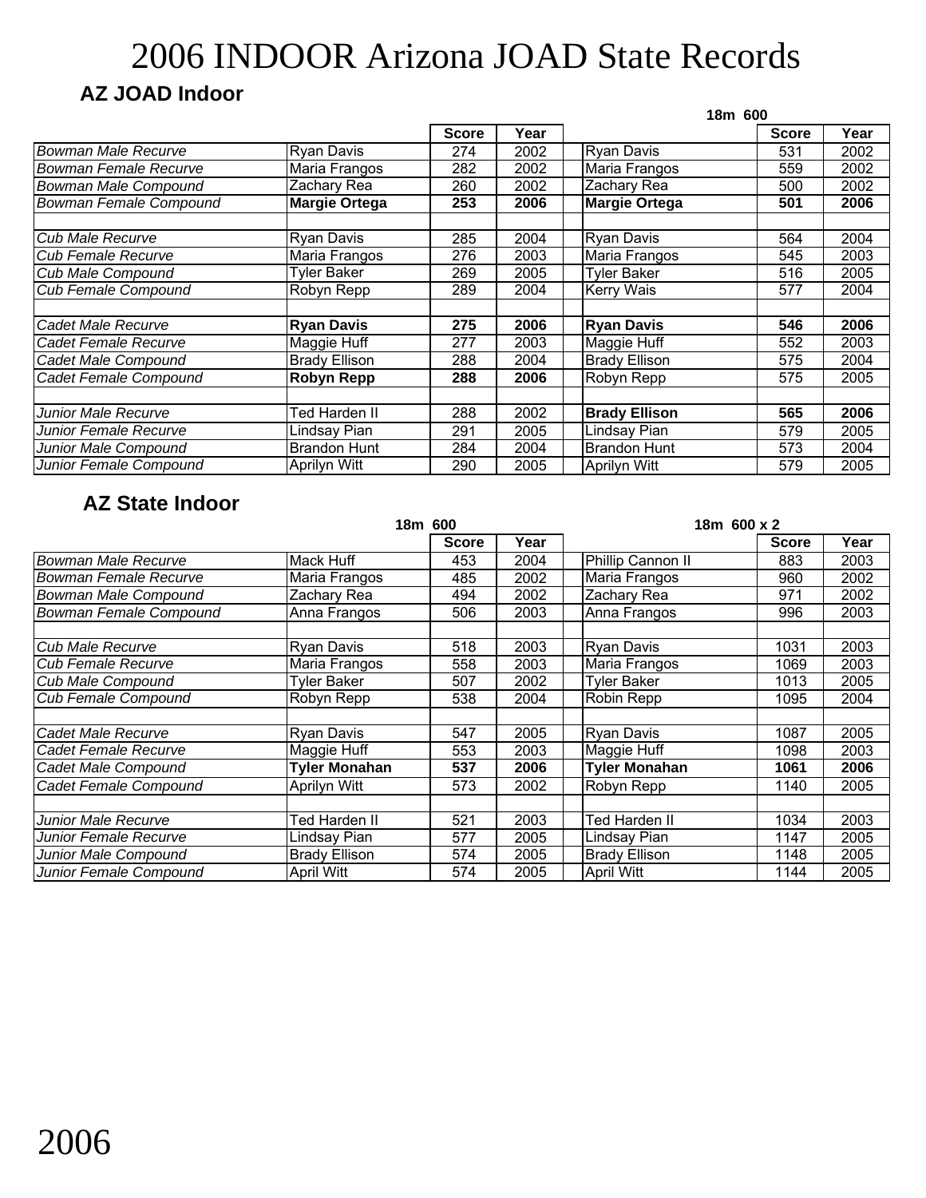# 2006 INDOOR Arizona JOAD State Records

## AZ JOAD Indoor

| | | | | | 18m 600 | | |
|---|---|---|---|---|---|---|---|
| | | Score | Year | | | Score | Year |
| *Bowman Male Recurve* | Ryan Davis | 274 | 2002 | | Ryan Davis | 531 | 2002 |
| *Bowman Female Recurve* | Maria Frangos | 282 | 2002 | | Maria Frangos | 559 | 2002 |
| *Bowman Male Compound* | Zachary Rea | 260 | 2002 | | Zachary Rea | 500 | 2002 |
| *Bowman Female Compound* | **Margie Ortega** | **253** | **2006** | | **Margie Ortega** | **501** | **2006** |
| | | | | | | | |
| *Cub Male Recurve* | Ryan Davis | 285 | 2004 | | Ryan Davis | 564 | 2004 |
| *Cub Female Recurve* | Maria Frangos | 276 | 2003 | | Maria Frangos | 545 | 2003 |
| *Cub Male Compound* | Tyler Baker | 269 | 2005 | | Tyler Baker | 516 | 2005 |
| *Cub Female Compound* | Robyn Repp | 289 | 2004 | | Kerry Wais | 577 | 2004 |
| | | | | | | | |
| *Cadet Male Recurve* | **Ryan Davis** | **275** | **2006** | | **Ryan Davis** | **546** | **2006** |
| *Cadet Female Recurve* | Maggie Huff | 277 | 2003 | | Maggie Huff | 552 | 2003 |
| *Cadet Male Compound* | Brady Ellison | 288 | 2004 | | Brady Ellison | 575 | 2004 |
| *Cadet Female Compound* | **Robyn Repp** | **288** | **2006** | | Robyn Repp | 575 | 2005 |
| | | | | | | | |
| *Junior Male Recurve* | Ted Harden II | 288 | 2002 | | **Brady Ellison** | **565** | **2006** |
| *Junior Female Recurve* | Lindsay Pian | 291 | 2005 | | Lindsay Pian | 579 | 2005 |
| *Junior Male Compound* | Brandon Hunt | 284 | 2004 | | Brandon Hunt | 573 | 2004 |
| *Junior Female Compound* | Aprilyn Witt | 290 | 2005 | | Aprilyn Witt | 579 | 2005 |

## AZ State Indoor

| | | 18m 600 | | | 18m 600 x 2 | | |
|---|---|---|---|---|---|---|---|
| | | Score | Year | | | Score | Year |
| *Bowman Male Recurve* | Mack Huff | 453 | 2004 | | Phillip Cannon II | 883 | 2003 |
| *Bowman Female Recurve* | Maria Frangos | 485 | 2002 | | Maria Frangos | 960 | 2002 |
| *Bowman Male Compound* | Zachary Rea | 494 | 2002 | | Zachary Rea | 971 | 2002 |
| *Bowman Female Compound* | Anna Frangos | 506 | 2003 | | Anna Frangos | 996 | 2003 |
| | | | | | | | |
| *Cub Male Recurve* | Ryan Davis | 518 | 2003 | | Ryan Davis | 1031 | 2003 |
| *Cub Female Recurve* | Maria Frangos | 558 | 2003 | | Maria Frangos | 1069 | 2003 |
| *Cub Male Compound* | Tyler Baker | 507 | 2002 | | Tyler Baker | 1013 | 2005 |
| *Cub Female Compound* | Robyn Repp | 538 | 2004 | | Robin Repp | 1095 | 2004 |
| | | | | | | | |
| *Cadet Male Recurve* | Ryan Davis | 547 | 2005 | | Ryan Davis | 1087 | 2005 |
| *Cadet Female Recurve* | Maggie Huff | 553 | 2003 | | Maggie Huff | 1098 | 2003 |
| *Cadet Male Compound* | **Tyler Monahan** | **537** | **2006** | | **Tyler Monahan** | **1061** | **2006** |
| *Cadet Female Compound* | Aprilyn Witt | 573 | 2002 | | Robyn Repp | 1140 | 2005 |
| | | | | | | | |
| *Junior Male Recurve* | Ted Harden II | 521 | 2003 | | Ted Harden II | 1034 | 2003 |
| *Junior Female Recurve* | Lindsay Pian | 577 | 2005 | | Lindsay Pian | 1147 | 2005 |
| *Junior Male Compound* | Brady Ellison | 574 | 2005 | | Brady Ellison | 1148 | 2005 |
| *Junior Female Compound* | April Witt | 574 | 2005 | | April Witt | 1144 | 2005 |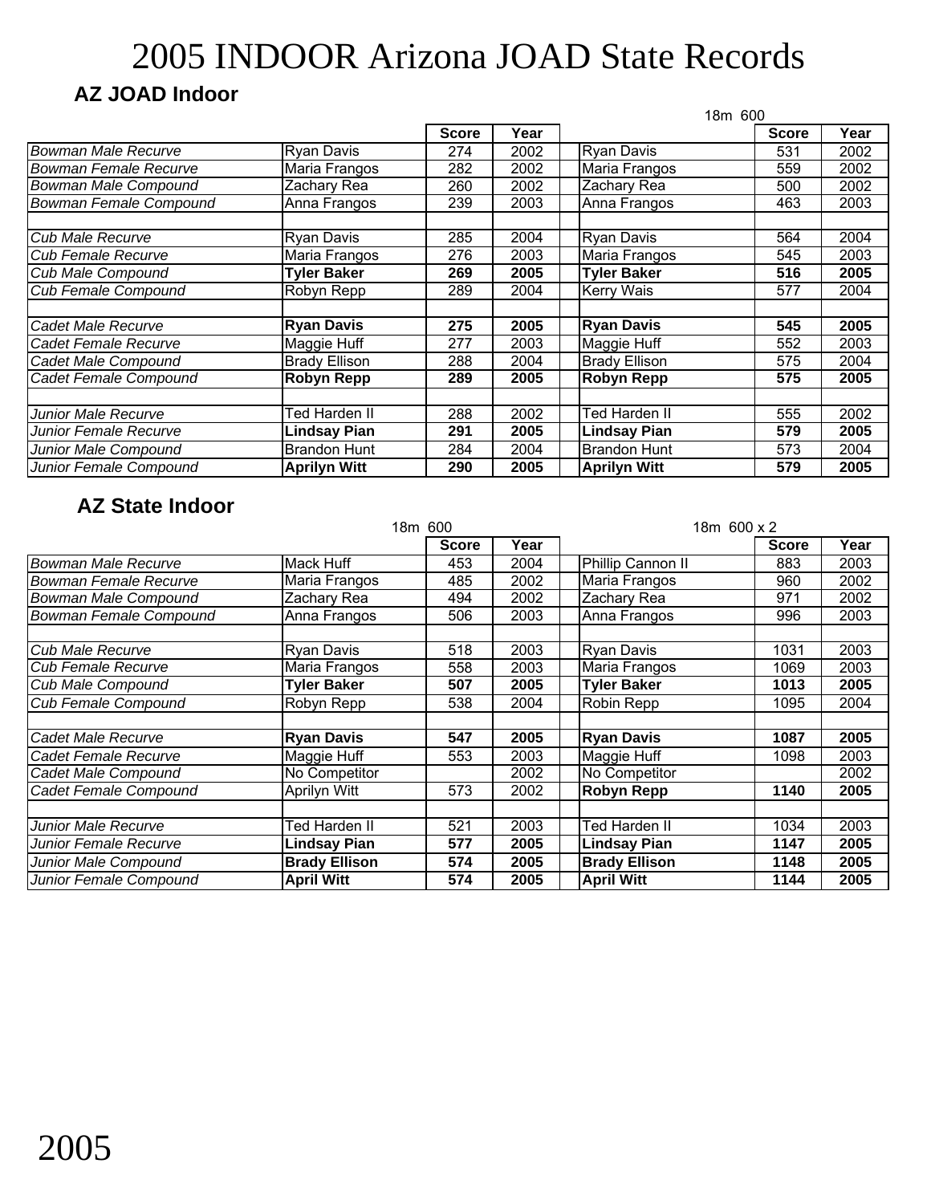# 2005 INDOOR Arizona JOAD State Records

## AZ JOAD Indoor

| | | Score | Year | 18m 600 | Score | Year |
|---|---|---|---|---|---|---|
| *Bowman Male Recurve* | Ryan Davis | 274 | 2002 | Ryan Davis | 531 | 2002 |
| *Bowman Female Recurve* | Maria Frangos | 282 | 2002 | Maria Frangos | 559 | 2002 |
| *Bowman Male Compound* | Zachary Rea | 260 | 2002 | Zachary Rea | 500 | 2002 |
| *Bowman Female Compound* | Anna Frangos | 239 | 2003 | Anna Frangos | 463 | 2003 |
| | | | | | | |
| *Cub Male Recurve* | Ryan Davis | 285 | 2004 | Ryan Davis | 564 | 2004 |
| *Cub Female Recurve* | Maria Frangos | 276 | 2003 | Maria Frangos | 545 | 2003 |
| *Cub Male Compound* | **Tyler Baker** | **269** | **2005** | **Tyler Baker** | **516** | **2005** |
| *Cub Female Compound* | Robyn Repp | 289 | 2004 | Kerry Wais | 577 | 2004 |
| | | | | | | |
| *Cadet Male Recurve* | **Ryan Davis** | **275** | **2005** | **Ryan Davis** | **545** | **2005** |
| *Cadet Female Recurve* | Maggie Huff | 277 | 2003 | Maggie Huff | 552 | 2003 |
| *Cadet Male Compound* | Brady Ellison | 288 | 2004 | Brady Ellison | 575 | 2004 |
| *Cadet Female Compound* | **Robyn Repp** | **289** | **2005** | **Robyn Repp** | **575** | **2005** |
| | | | | | | |
| *Junior Male Recurve* | Ted Harden II | 288 | 2002 | Ted Harden II | 555 | 2002 |
| *Junior Female Recurve* | **Lindsay Pian** | **291** | **2005** | **Lindsay Pian** | **579** | **2005** |
| *Junior Male Compound* | Brandon Hunt | 284 | 2004 | Brandon Hunt | 573 | 2004 |
| *Junior Female Compound* | **Aprilyn Witt** | **290** | **2005** | **Aprilyn Witt** | **579** | **2005** |

## AZ State Indoor

| | 18m 600 | Score | Year | 18m 600 x 2 | Score | Year |
|---|---|---|---|---|---|---|
| *Bowman Male Recurve* | Mack Huff | 453 | 2004 | Phillip Cannon II | 883 | 2003 |
| *Bowman Female Recurve* | Maria Frangos | 485 | 2002 | Maria Frangos | 960 | 2002 |
| *Bowman Male Compound* | Zachary Rea | 494 | 2002 | Zachary Rea | 971 | 2002 |
| *Bowman Female Compound* | Anna Frangos | 506 | 2003 | Anna Frangos | 996 | 2003 |
| | | | | | | |
| *Cub Male Recurve* | Ryan Davis | 518 | 2003 | Ryan Davis | 1031 | 2003 |
| *Cub Female Recurve* | Maria Frangos | 558 | 2003 | Maria Frangos | 1069 | 2003 |
| *Cub Male Compound* | **Tyler Baker** | **507** | **2005** | **Tyler Baker** | **1013** | **2005** |
| *Cub Female Compound* | Robyn Repp | 538 | 2004 | Robin Repp | 1095 | 2004 |
| | | | | | | |
| *Cadet Male Recurve* | **Ryan Davis** | **547** | **2005** | **Ryan Davis** | **1087** | **2005** |
| *Cadet Female Recurve* | Maggie Huff | 553 | 2003 | Maggie Huff | 1098 | 2003 |
| *Cadet Male Compound* | No Competitor | | 2002 | No Competitor | | 2002 |
| *Cadet Female Compound* | Aprilyn Witt | 573 | 2002 | **Robyn Repp** | **1140** | **2005** |
| | | | | | | |
| *Junior Male Recurve* | Ted Harden II | 521 | 2003 | Ted Harden II | 1034 | 2003 |
| *Junior Female Recurve* | **Lindsay Pian** | **577** | **2005** | **Lindsay Pian** | **1147** | **2005** |
| *Junior Male Compound* | **Brady Ellison** | **574** | **2005** | **Brady Ellison** | **1148** | **2005** |
| *Junior Female Compound* | **April Witt** | **574** | **2005** | **April Witt** | **1144** | **2005** |

2005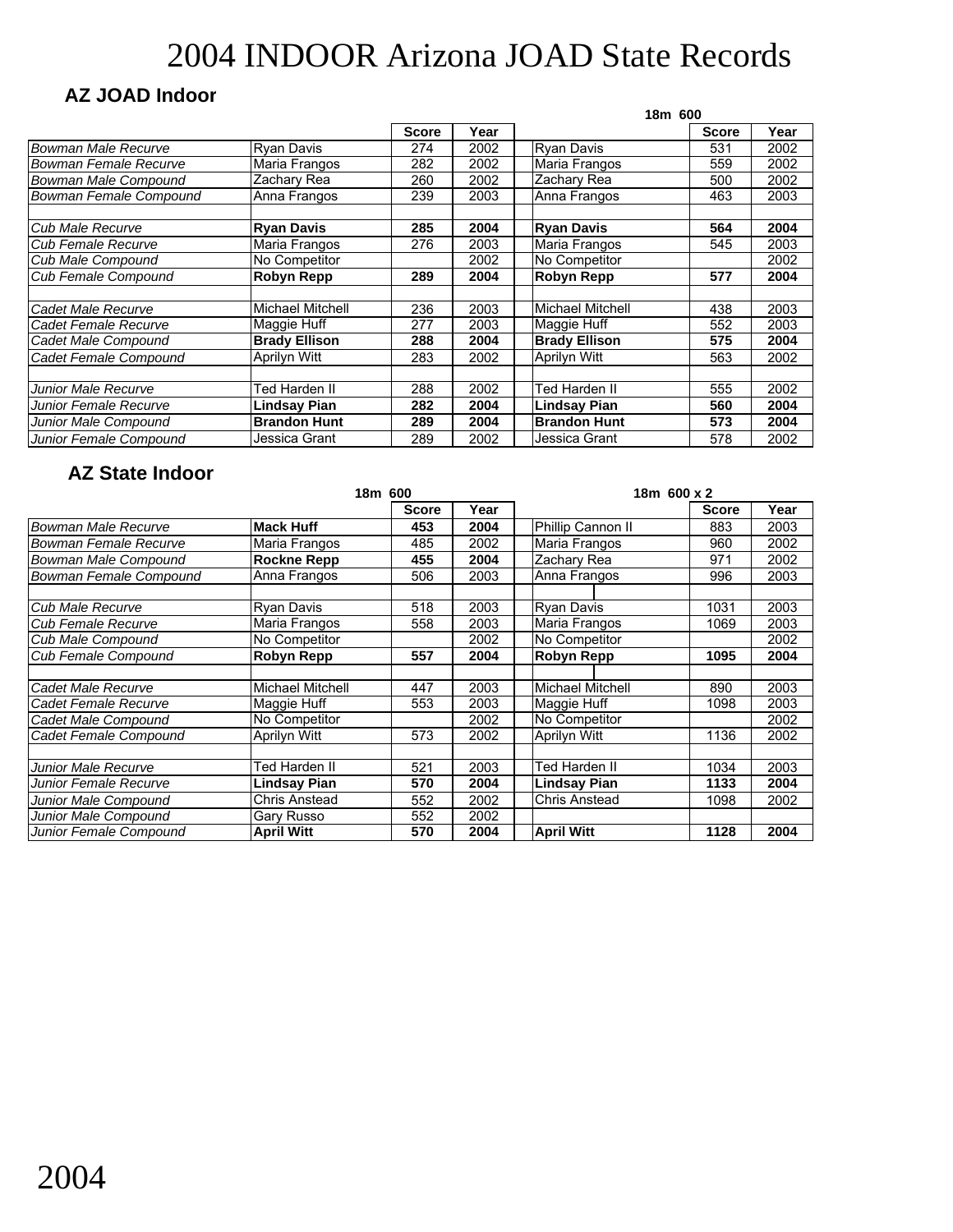# 2004 INDOOR Arizona JOAD State Records

## AZ JOAD Indoor

| | | | | | 18m 600 | |
|---|---|---|---|---|---|---|
| | | Score | Year | | Score | Year |
| *Bowman Male Recurve* | Ryan Davis | 274 | 2002 | Ryan Davis | 531 | 2002 |
| *Bowman Female Recurve* | Maria Frangos | 282 | 2002 | Maria Frangos | 559 | 2002 |
| *Bowman Male Compound* | Zachary Rea | 260 | 2002 | Zachary Rea | 500 | 2002 |
| *Bowman Female Compound* | Anna Frangos | 239 | 2003 | Anna Frangos | 463 | 2003 |
| | | | | | | |
| *Cub Male Recurve* | **Ryan Davis** | **285** | **2004** | **Ryan Davis** | **564** | **2004** |
| *Cub Female Recurve* | Maria Frangos | 276 | 2003 | Maria Frangos | 545 | 2003 |
| *Cub Male Compound* | No Competitor | | 2002 | No Competitor | | 2002 |
| *Cub Female Compound* | **Robyn Repp** | **289** | **2004** | **Robyn Repp** | **577** | **2004** |
| | | | | | | |
| *Cadet Male Recurve* | Michael Mitchell | 236 | 2003 | Michael Mitchell | 438 | 2003 |
| *Cadet Female Recurve* | Maggie Huff | 277 | 2003 | Maggie Huff | 552 | 2003 |
| *Cadet Male Compound* | **Brady Ellison** | **288** | **2004** | **Brady Ellison** | **575** | **2004** |
| *Cadet Female Compound* | Aprilyn Witt | 283 | 2002 | Aprilyn Witt | 563 | 2002 |
| | | | | | | |
| *Junior Male Recurve* | Ted Harden II | 288 | 2002 | Ted Harden II | 555 | 2002 |
| *Junior Female Recurve* | **Lindsay Pian** | **282** | **2004** | **Lindsay Pian** | **560** | **2004** |
| *Junior Male Compound* | **Brandon Hunt** | **289** | **2004** | **Brandon Hunt** | **573** | **2004** |
| *Junior Female Compound* | Jessica Grant | 289 | 2002 | Jessica Grant | 578 | 2002 |

## AZ State Indoor

| | 18m 600 | | | 18m 600 x 2 | | |
|---|---|---|---|---|---|---|
| | | Score | Year | | Score | Year |
| *Bowman Male Recurve* | **Mack Huff** | **453** | **2004** | Phillip Cannon II | 883 | 2003 |
| *Bowman Female Recurve* | Maria Frangos | 485 | 2002 | Maria Frangos | 960 | 2002 |
| *Bowman Male Compound* | **Rockne Repp** | **455** | **2004** | Zachary Rea | 971 | 2002 |
| *Bowman Female Compound* | Anna Frangos | 506 | 2003 | Anna Frangos | 996 | 2003 |
| | | | | | | |
| *Cub Male Recurve* | Ryan Davis | 518 | 2003 | Ryan Davis | 1031 | 2003 |
| *Cub Female Recurve* | Maria Frangos | 558 | 2003 | Maria Frangos | 1069 | 2003 |
| *Cub Male Compound* | No Competitor | | 2002 | No Competitor | | 2002 |
| *Cub Female Compound* | **Robyn Repp** | **557** | **2004** | **Robyn Repp** | **1095** | **2004** |
| | | | | | | |
| *Cadet Male Recurve* | Michael Mitchell | 447 | 2003 | Michael Mitchell | 890 | 2003 |
| *Cadet Female Recurve* | Maggie Huff | 553 | 2003 | Maggie Huff | 1098 | 2003 |
| *Cadet Male Compound* | No Competitor | | 2002 | No Competitor | | 2002 |
| *Cadet Female Compound* | Aprilyn Witt | 573 | 2002 | Aprilyn Witt | 1136 | 2002 |
| | | | | | | |
| *Junior Male Recurve* | Ted Harden II | 521 | 2003 | Ted Harden II | 1034 | 2003 |
| *Junior Female Recurve* | **Lindsay Pian** | **570** | **2004** | **Lindsay Pian** | **1133** | **2004** |
| *Junior Male Compound* | Chris Anstead | 552 | 2002 | Chris Anstead | 1098 | 2002 |
| *Junior Male Compound* | Gary Russo | 552 | 2002 | | | |
| *Junior Female Compound* | **April Witt** | **570** | **2004** | **April Witt** | **1128** | **2004** |

2004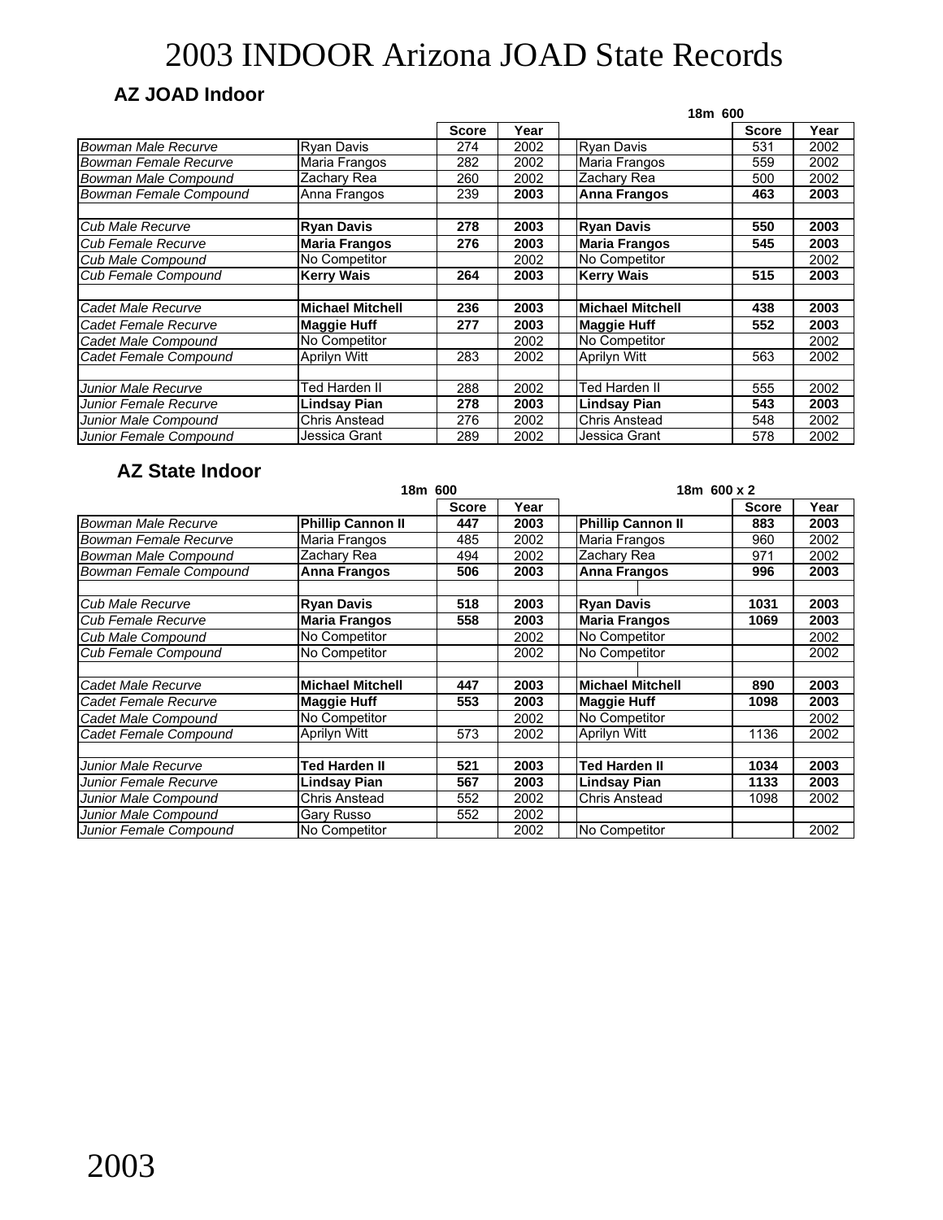# 2003 INDOOR Arizona JOAD State Records

## AZ JOAD Indoor

| | | Score | Year | 18m 600 | Score | Year |
|---|---|---|---|---|---|---|
| *Bowman Male Recurve* | Ryan Davis | 274 | 2002 | Ryan Davis | 531 | 2002 |
| *Bowman Female Recurve* | Maria Frangos | 282 | 2002 | Maria Frangos | 559 | 2002 |
| *Bowman Male Compound* | Zachary Rea | 260 | 2002 | Zachary Rea | 500 | 2002 |
| *Bowman Female Compound* | Anna Frangos | 239 | **2003** | **Anna Frangos** | **463** | **2003** |
| | | | | | | |
| *Cub Male Recurve* | **Ryan Davis** | **278** | **2003** | **Ryan Davis** | **550** | **2003** |
| *Cub Female Recurve* | **Maria Frangos** | **276** | **2003** | **Maria Frangos** | **545** | **2003** |
| *Cub Male Compound* | No Competitor | | 2002 | No Competitor | | 2002 |
| *Cub Female Compound* | **Kerry Wais** | **264** | **2003** | **Kerry Wais** | **515** | **2003** |
| | | | | | | |
| *Cadet Male Recurve* | **Michael Mitchell** | **236** | **2003** | **Michael Mitchell** | **438** | **2003** |
| *Cadet Female Recurve* | **Maggie Huff** | **277** | **2003** | **Maggie Huff** | **552** | **2003** |
| *Cadet Male Compound* | No Competitor | | 2002 | No Competitor | | 2002 |
| *Cadet Female Compound* | Aprilyn Witt | 283 | 2002 | Aprilyn Witt | 563 | 2002 |
| | | | | | | |
| *Junior Male Recurve* | Ted Harden II | 288 | 2002 | Ted Harden II | 555 | 2002 |
| *Junior Female Recurve* | **Lindsay Pian** | **278** | **2003** | **Lindsay Pian** | **543** | **2003** |
| *Junior Male Compound* | Chris Anstead | 276 | 2002 | Chris Anstead | 548 | 2002 |
| *Junior Female Compound* | Jessica Grant | 289 | 2002 | Jessica Grant | 578 | 2002 |

## AZ State Indoor

| | 18m 600 | Score | Year | 18m 600 x 2 | Score | Year |
|---|---|---|---|---|---|---|
| *Bowman Male Recurve* | **Phillip Cannon II** | **447** | **2003** | **Phillip Cannon II** | **883** | **2003** |
| *Bowman Female Recurve* | Maria Frangos | 485 | 2002 | Maria Frangos | 960 | 2002 |
| *Bowman Male Compound* | Zachary Rea | 494 | 2002 | Zachary Rea | 971 | 2002 |
| *Bowman Female Compound* | **Anna Frangos** | **506** | **2003** | **Anna Frangos** | **996** | **2003** |
| | | | | | | |
| *Cub Male Recurve* | **Ryan Davis** | **518** | **2003** | **Ryan Davis** | **1031** | **2003** |
| *Cub Female Recurve* | **Maria Frangos** | **558** | **2003** | **Maria Frangos** | **1069** | **2003** |
| *Cub Male Compound* | No Competitor | | 2002 | No Competitor | | 2002 |
| *Cub Female Compound* | No Competitor | | 2002 | No Competitor | | 2002 |
| | | | | | | |
| *Cadet Male Recurve* | **Michael Mitchell** | **447** | **2003** | **Michael Mitchell** | **890** | **2003** |
| *Cadet Female Recurve* | **Maggie Huff** | **553** | **2003** | **Maggie Huff** | **1098** | **2003** |
| *Cadet Male Compound* | No Competitor | | 2002 | No Competitor | | 2002 |
| *Cadet Female Compound* | Aprilyn Witt | 573 | 2002 | Aprilyn Witt | 1136 | 2002 |
| | | | | | | |
| *Junior Male Recurve* | **Ted Harden II** | **521** | **2003** | **Ted Harden II** | **1034** | **2003** |
| *Junior Female Recurve* | **Lindsay Pian** | **567** | **2003** | **Lindsay Pian** | **1133** | **2003** |
| *Junior Male Compound* | Chris Anstead | 552 | 2002 | Chris Anstead | 1098 | 2002 |
| *Junior Male Compound* | Gary Russo | 552 | 2002 | | | |
| *Junior Female Compound* | No Competitor | | 2002 | No Competitor | | 2002 |

2003